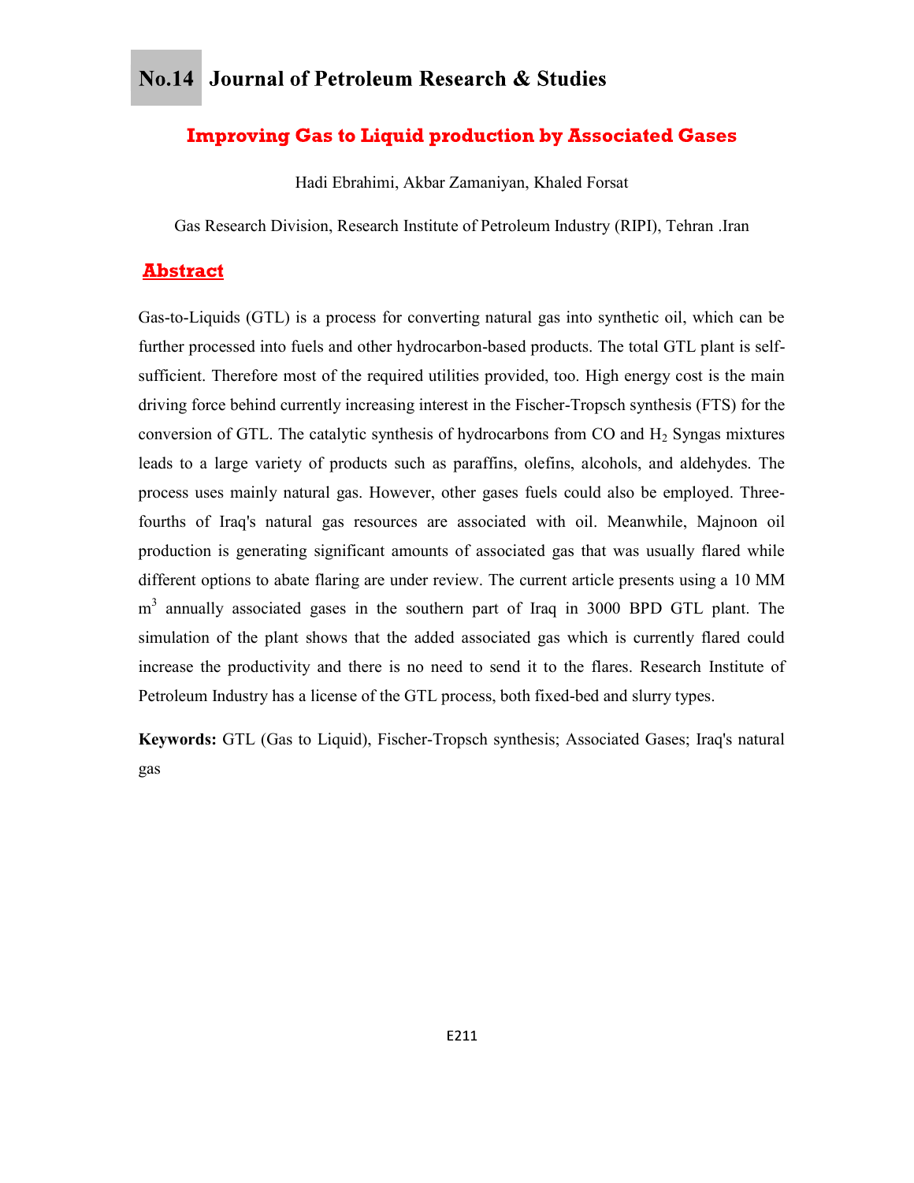# Improving Gas to Liquid production by Associated Gases

Hadi Ebrahimi, Akbar Zamaniyan, Khaled Forsat

Gas Research Division, Research Institute of Petroleum Industry (RIPI), Tehran .Iran

## Abstract

Gas-to-Liquids (GTL) is a process for converting natural gas into synthetic oil, which can be further processed into fuels and other hydrocarbon-based products. The total GTL plant is self-sufficient. Therefore most of the required utilities provided, too. High energy cost is the main driving force behind currently increasing interest in the Fischer-Tropsch synthesis (FTS) for the conversion of GTL. The catalytic synthesis of hydrocarbons from CO and $H_2$ Syngas mixtures leads to a large variety of products such as paraffins, olefins, alcohols, and aldehydes. The process uses mainly natural gas. However, other gases fuels could also be employed. Three-fourths of Iraq's natural gas resources are associated with oil. Meanwhile, Majnoon oil production is generating significant amounts of associated gas that was usually flared while different options to abate flaring are under review. The current article presents using a 10 MM $m^3$ annually associated gases in the southern part of Iraq in 3000 BPD GTL plant. The simulation of the plant shows that the added associated gas which is currently flared could increase the productivity and there is no need to send it to the flares. Research Institute of Petroleum Industry has a license of the GTL process, both fixed-bed and slurry types.

**Keywords:** GTL (Gas to Liquid), Fischer-Tropsch synthesis; Associated Gases; Iraq's natural gas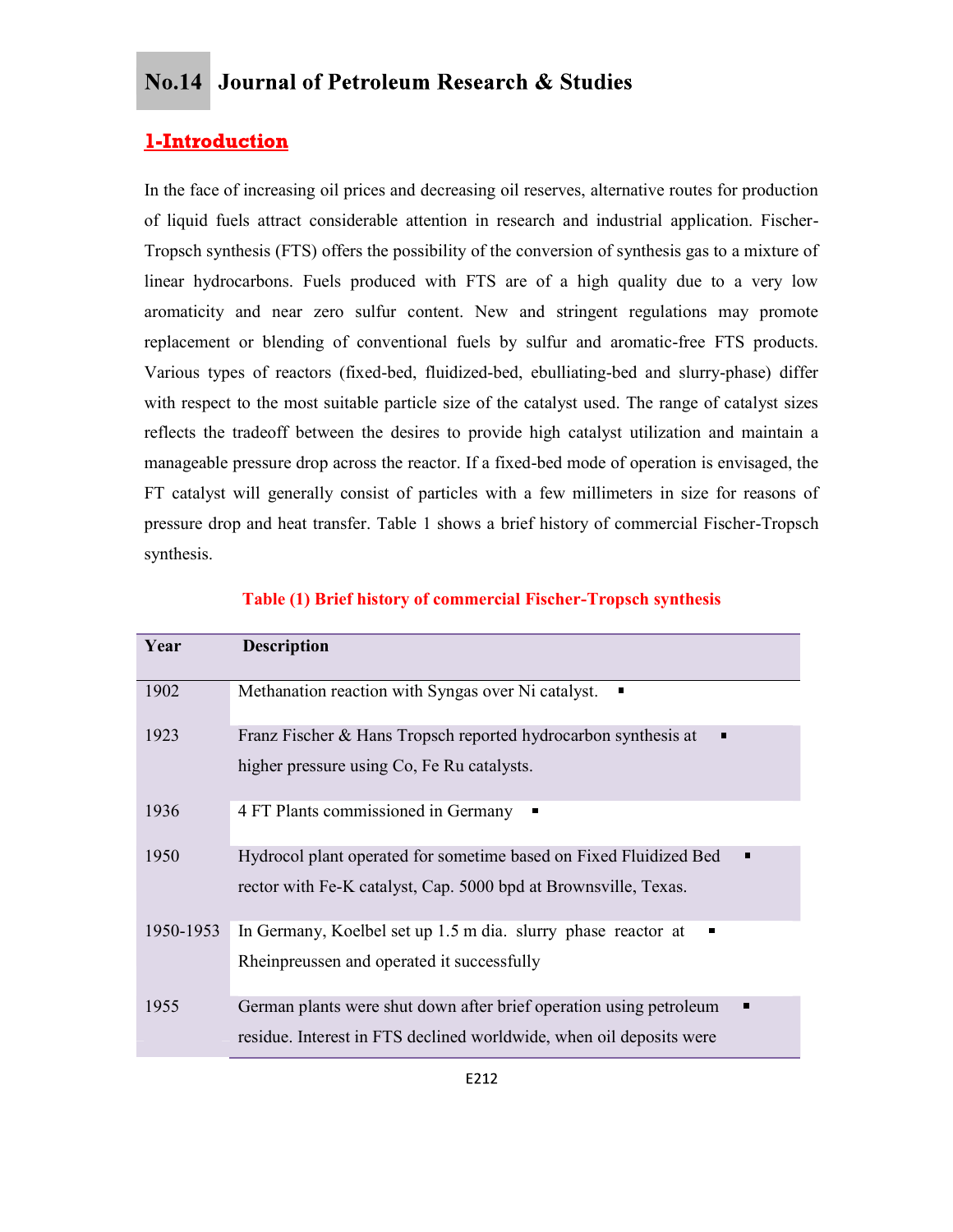## 1-Introduction

In the face of increasing oil prices and decreasing oil reserves, alternative routes for production of liquid fuels attract considerable attention in research and industrial application. Fischer-Tropsch synthesis (FTS) offers the possibility of the conversion of synthesis gas to a mixture of linear hydrocarbons. Fuels produced with FTS are of a high quality due to a very low aromaticity and near zero sulfur content. New and stringent regulations may promote replacement or blending of conventional fuels by sulfur and aromatic-free FTS products. Various types of reactors (fixed-bed, fluidized-bed, ebulliating-bed and slurry-phase) differ with respect to the most suitable particle size of the catalyst used. The range of catalyst sizes reflects the tradeoff between the desires to provide high catalyst utilization and maintain a manageable pressure drop across the reactor. If a fixed-bed mode of operation is envisaged, the FT catalyst will generally consist of particles with a few millimeters in size for reasons of pressure drop and heat transfer. Table 1 shows a brief history of commercial Fischer-Tropsch synthesis.

**Table (1) Brief history of commercial Fischer-Tropsch synthesis**

| Year | Description |
|---|---|
| 1902 | ▪ Methanation reaction with Syngas over Ni catalyst. |
| 1923 | ▪ Franz Fischer & Hans Tropsch reported hydrocarbon synthesis at higher pressure using Co, Fe Ru catalysts. |
| 1936 | ▪ 4 FT Plants commissioned in Germany |
| 1950 | ▪ Hydrocol plant operated for sometime based on Fixed Fluidized Bed rector with Fe-K catalyst, Cap. 5000 bpd at Brownsville, Texas. |
| 1950-1953 | ▪ In Germany, Koelbel set up 1.5 m dia. slurry phase reactor at Rheinpreussen and operated it successfully |
| 1955 | ▪ German plants were shut down after brief operation using petroleum residue. Interest in FTS declined worldwide, when oil deposits were |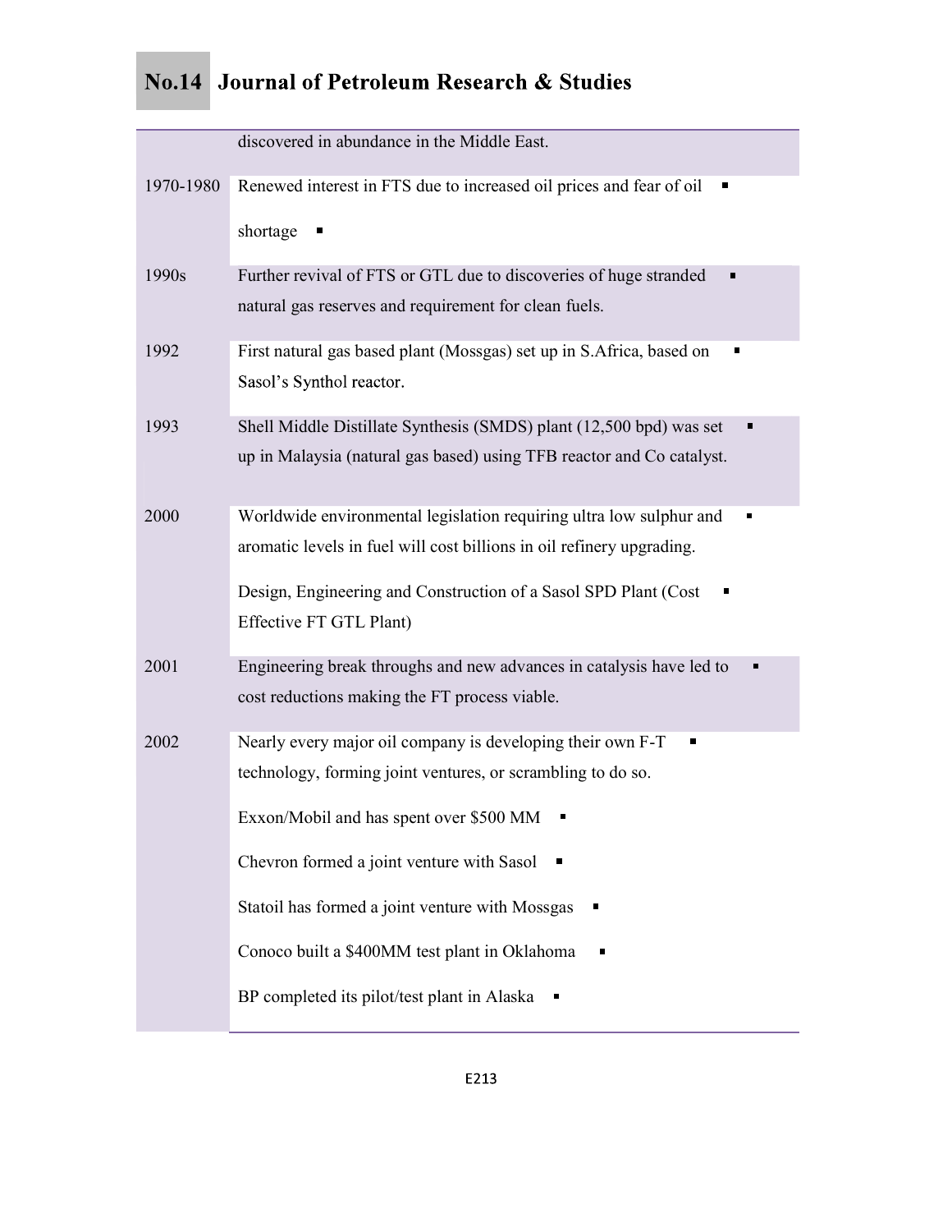| | |
|---|---|
| | discovered in abundance in the Middle East. |
| 1970-1980 | ▪ Renewed interest in FTS due to increased oil prices and fear of oil ▪ shortage |
| 1990s | ▪ Further revival of FTS or GTL due to discoveries of huge stranded natural gas reserves and requirement for clean fuels. |
| 1992 | ▪ First natural gas based plant (Mossgas) set up in S.Africa, based on Sasol's Synthol reactor. |
| 1993 | ▪ Shell Middle Distillate Synthesis (SMDS) plant (12,500 bpd) was set up in Malaysia (natural gas based) using TFB reactor and Co catalyst. |
| 2000 | ▪ Worldwide environmental legislation requiring ultra low sulphur and aromatic levels in fuel will cost billions in oil refinery upgrading.<br>▪ Design, Engineering and Construction of a Sasol SPD Plant (Cost Effective FT GTL Plant) |
| 2001 | ▪ Engineering break throughs and new advances in catalysis have led to cost reductions making the FT process viable. |
| 2002 | ▪ Nearly every major oil company is developing their own F-T technology, forming joint ventures, or scrambling to do so.<br>▪ Exxon/Mobil and has spent over $500 MM<br>▪ Chevron formed a joint venture with Sasol<br>▪ Statoil has formed a joint venture with Mossgas<br>▪ Conoco built a $400MM test plant in Oklahoma<br>▪ BP completed its pilot/test plant in Alaska |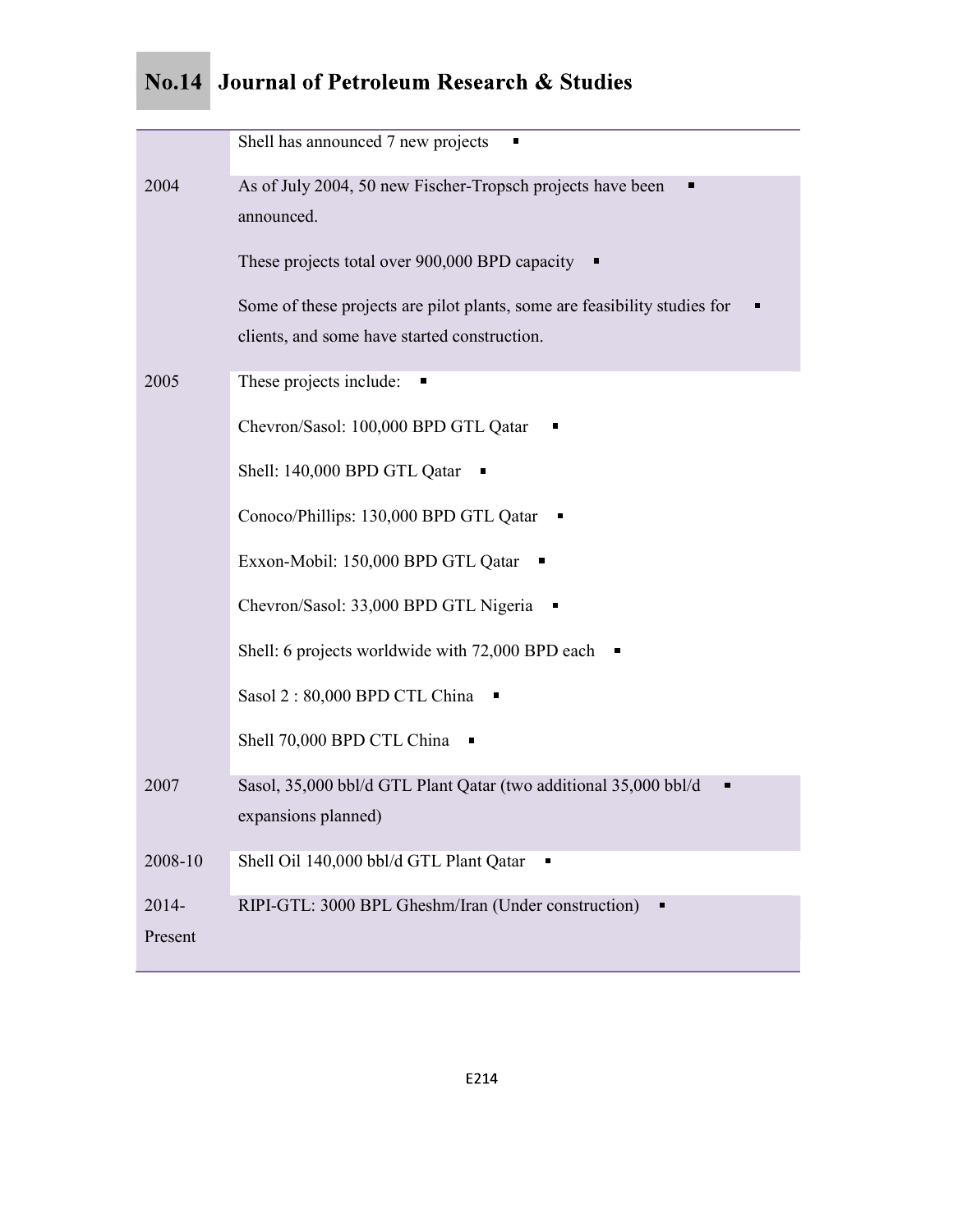| | |
|---|---|
| | Shell has announced 7 new projects ▪ |
| 2004 | As of July 2004, 50 new Fischer-Tropsch projects have been announced. ▪<br>These projects total over 900,000 BPD capacity ▪<br>Some of these projects are pilot plants, some are feasibility studies for clients, and some have started construction. ▪ |
| 2005 | These projects include: ▪<br>Chevron/Sasol: 100,000 BPD GTL Qatar ▪<br>Shell: 140,000 BPD GTL Qatar ▪<br>Conoco/Phillips: 130,000 BPD GTL Qatar ▪<br>Exxon-Mobil: 150,000 BPD GTL Qatar ▪<br>Chevron/Sasol: 33,000 BPD GTL Nigeria ▪<br>Shell: 6 projects worldwide with 72,000 BPD each ▪<br>Sasol 2 : 80,000 BPD CTL China ▪<br>Shell 70,000 BPD CTL China ▪ |
| 2007 | Sasol, 35,000 bbl/d GTL Plant Qatar (two additional 35,000 bbl/d expansions planned) ▪ |
| 2008-10 | Shell Oil 140,000 bbl/d GTL Plant Qatar ▪ |
| 2014-Present | RIPI-GTL: 3000 BPL Gheshm/Iran (Under construction) ▪ |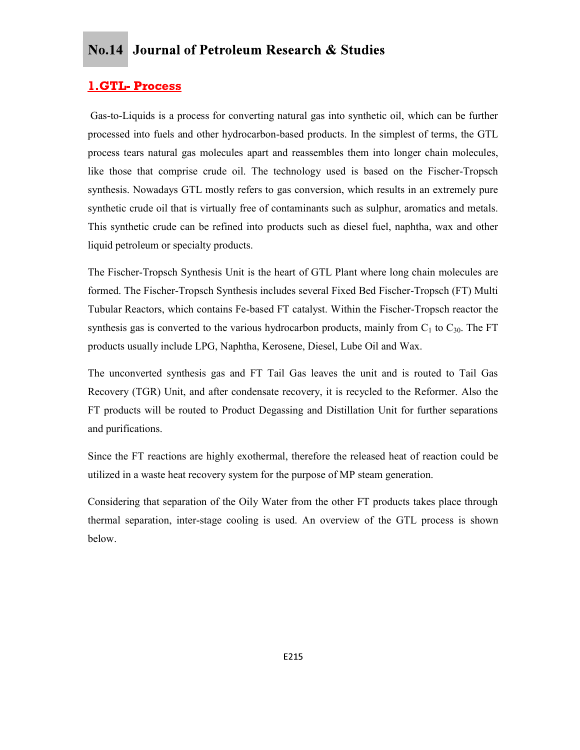## 1.GTL- Process

Gas-to-Liquids is a process for converting natural gas into synthetic oil, which can be further processed into fuels and other hydrocarbon-based products. In the simplest of terms, the GTL process tears natural gas molecules apart and reassembles them into longer chain molecules, like those that comprise crude oil. The technology used is based on the Fischer-Tropsch synthesis. Nowadays GTL mostly refers to gas conversion, which results in an extremely pure synthetic crude oil that is virtually free of contaminants such as sulphur, aromatics and metals. This synthetic crude can be refined into products such as diesel fuel, naphtha, wax and other liquid petroleum or specialty products.

The Fischer-Tropsch Synthesis Unit is the heart of GTL Plant where long chain molecules are formed. The Fischer-Tropsch Synthesis includes several Fixed Bed Fischer-Tropsch (FT) Multi Tubular Reactors, which contains Fe-based FT catalyst. Within the Fischer-Tropsch reactor the synthesis gas is converted to the various hydrocarbon products, mainly from $C_1$ to $C_{30}$. The FT products usually include LPG, Naphtha, Kerosene, Diesel, Lube Oil and Wax.

The unconverted synthesis gas and FT Tail Gas leaves the unit and is routed to Tail Gas Recovery (TGR) Unit, and after condensate recovery, it is recycled to the Reformer. Also the FT products will be routed to Product Degassing and Distillation Unit for further separations and purifications.

Since the FT reactions are highly exothermal, therefore the released heat of reaction could be utilized in a waste heat recovery system for the purpose of MP steam generation.

Considering that separation of the Oily Water from the other FT products takes place through thermal separation, inter-stage cooling is used. An overview of the GTL process is shown below.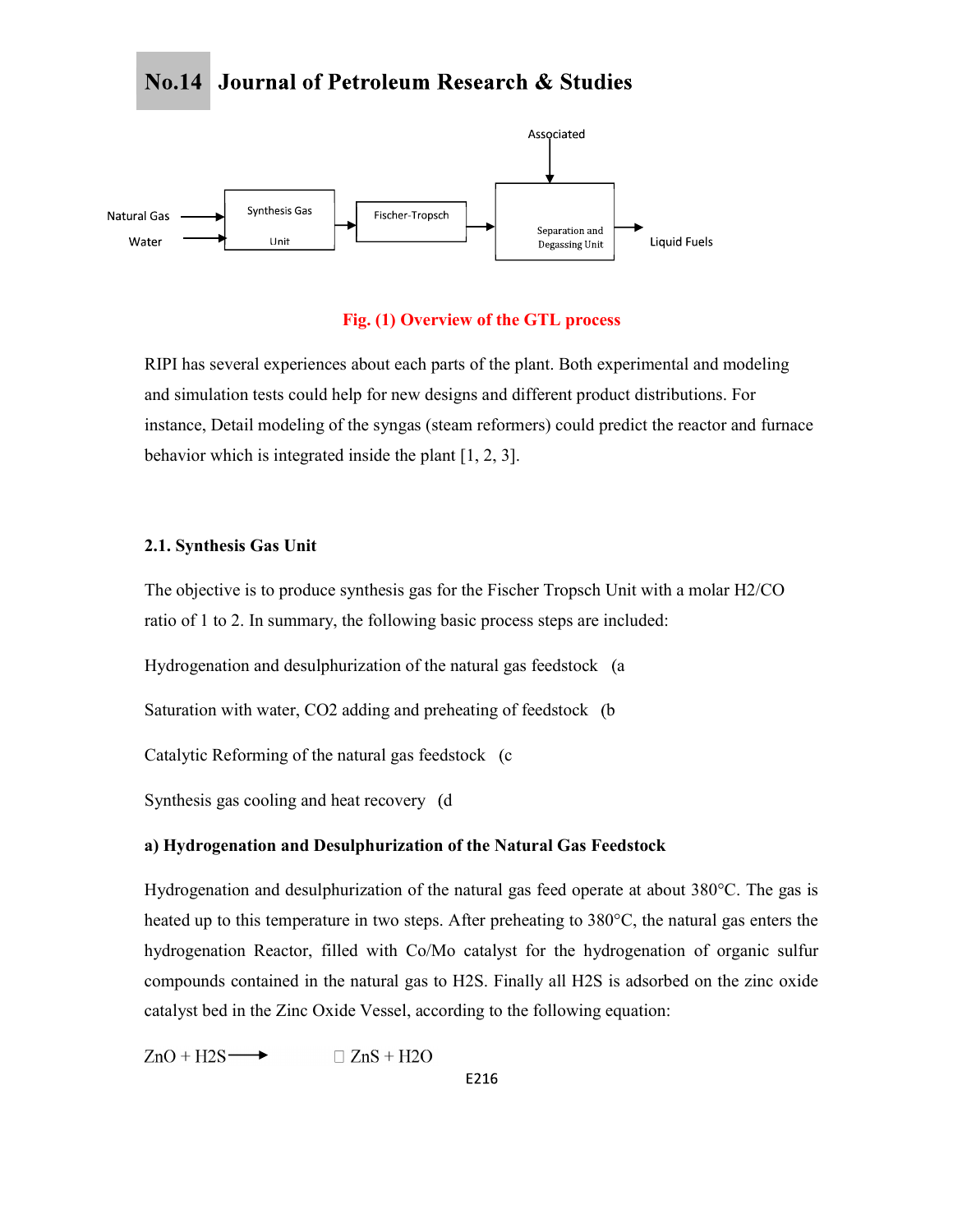Associated

Natural Gas

Water

Synthesis Gas Unit

Fischer-Tropsch

Separation and Degassing Unit

Liquid Fuels

**Fig. (1) Overview of the GTL process**

RIPI has several experiences about each parts of the plant. Both experimental and modeling and simulation tests could help for new designs and different product distributions. For instance, Detail modeling of the syngas (steam reformers) could predict the reactor and furnace behavior which is integrated inside the plant [1, 2, 3].

### 2.1. Synthesis Gas Unit

The objective is to produce synthesis gas for the Fischer Tropsch Unit with a molar $H_2/CO$ ratio of 1 to 2. In summary, the following basic process steps are included:

Hydrogenation and desulphurization of the natural gas feedstock (a

Saturation with water, $CO_2$ adding and preheating of feedstock (b

Catalytic Reforming of the natural gas feedstock (c

Synthesis gas cooling and heat recovery (d

**a) Hydrogenation and Desulphurization of the Natural Gas Feedstock**

Hydrogenation and desulphurization of the natural gas feed operate at about 380°C. The gas is heated up to this temperature in two steps. After preheating to 380°C, the natural gas enters the hydrogenation Reactor, filled with Co/Mo catalyst for the hydrogenation of organic sulfur compounds contained in the natural gas to $H_2S$. Finally all $H_2S$ is adsorbed on the zinc oxide catalyst bed in the Zinc Oxide Vessel, according to the following equation:

$$ZnO + H_2S \longrightarrow ZnS + H_2O$$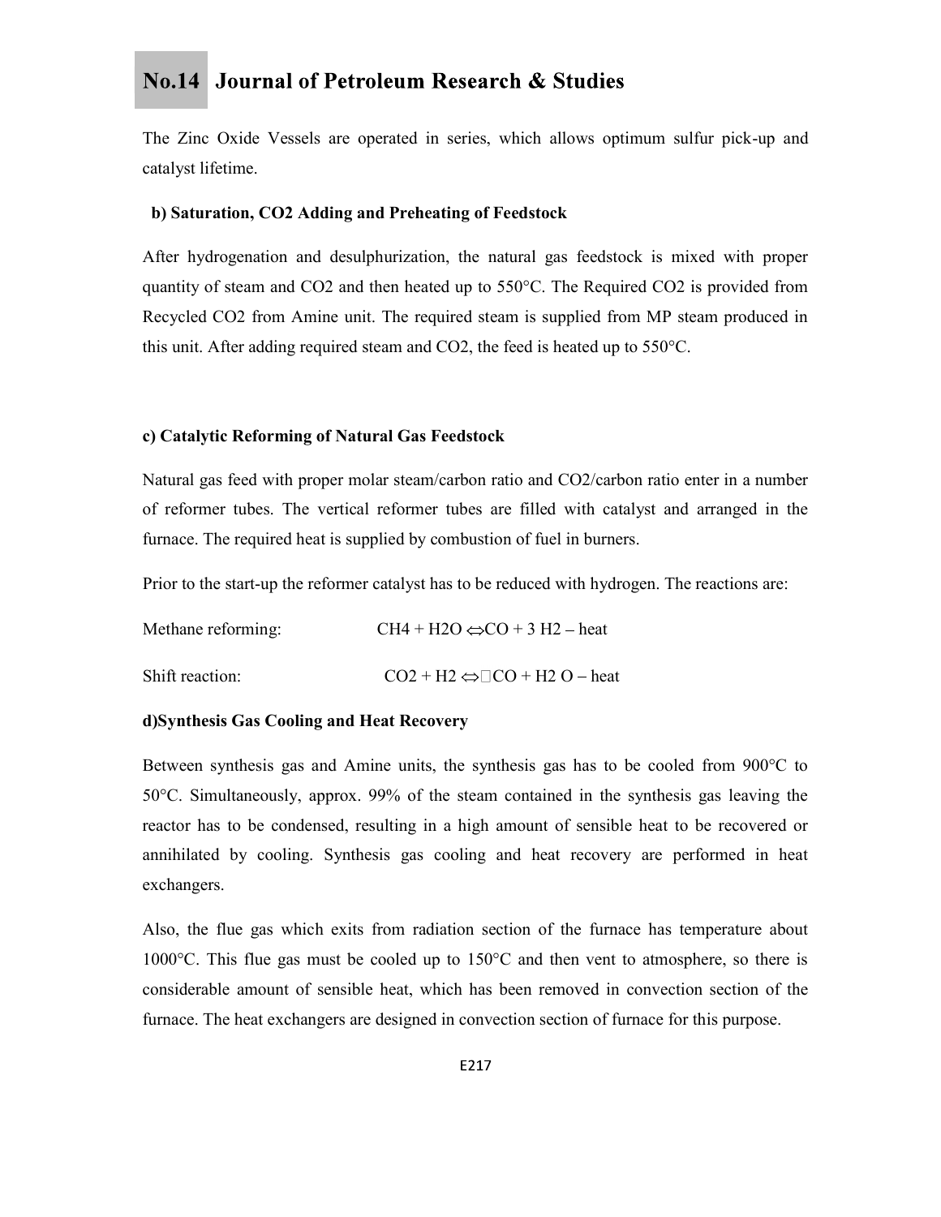The Zinc Oxide Vessels are operated in series, which allows optimum sulfur pick-up and catalyst lifetime.

**b) Saturation, CO2 Adding and Preheating of Feedstock**

After hydrogenation and desulphurization, the natural gas feedstock is mixed with proper quantity of steam and $CO_2$ and then heated up to 550°C. The Required $CO_2$ is provided from Recycled $CO_2$ from Amine unit. The required steam is supplied from MP steam produced in this unit. After adding required steam and $CO_2$, the feed is heated up to 550°C.

**c) Catalytic Reforming of Natural Gas Feedstock**

Natural gas feed with proper molar steam/carbon ratio and $CO_2$/carbon ratio enter in a number of reformer tubes. The vertical reformer tubes are filled with catalyst and arranged in the furnace. The required heat is supplied by combustion of fuel in burners.

Prior to the start-up the reformer catalyst has to be reduced with hydrogen. The reactions are:

Methane reforming: $CH_4 + H_2O \Leftrightarrow CO + 3\ H_2$ – heat

Shift reaction: $CO_2 + H_2 \Leftrightarrow CO + H_2O$ – heat

**d) Synthesis Gas Cooling and Heat Recovery**

Between synthesis gas and Amine units, the synthesis gas has to be cooled from 900°C to 50°C. Simultaneously, approx. 99% of the steam contained in the synthesis gas leaving the reactor has to be condensed, resulting in a high amount of sensible heat to be recovered or annihilated by cooling. Synthesis gas cooling and heat recovery are performed in heat exchangers.

Also, the flue gas which exits from radiation section of the furnace has temperature about 1000°C. This flue gas must be cooled up to 150°C and then vent to atmosphere, so there is considerable amount of sensible heat, which has been removed in convection section of the furnace. The heat exchangers are designed in convection section of furnace for this purpose.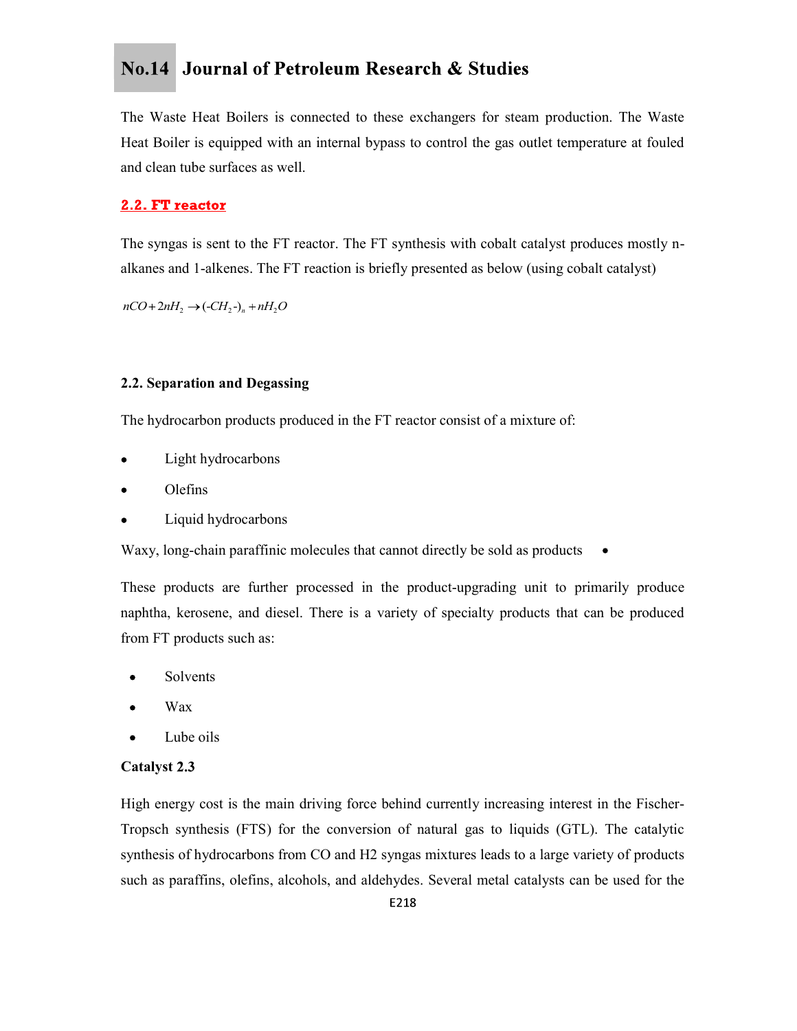The Waste Heat Boilers is connected to these exchangers for steam production. The Waste Heat Boiler is equipped with an internal bypass to control the gas outlet temperature at fouled and clean tube surfaces as well.

## 2.2. FT reactor

The syngas is sent to the FT reactor. The FT synthesis with cobalt catalyst produces mostly n-alkanes and 1-alkenes. The FT reaction is briefly presented as below (using cobalt catalyst)

$$nCO + 2nH_2 \rightarrow (\text{-}CH_2\text{-})_n + nH_2O$$

## 2.2. Separation and Degassing

The hydrocarbon products produced in the FT reactor consist of a mixture of:

- Light hydrocarbons
- Olefins
- Liquid hydrocarbons
- Waxy, long-chain paraffinic molecules that cannot directly be sold as products

These products are further processed in the product-upgrading unit to primarily produce naphtha, kerosene, and diesel. There is a variety of specialty products that can be produced from FT products such as:

- Solvents
- Wax
- Lube oils

## Catalyst 2.3

High energy cost is the main driving force behind currently increasing interest in the Fischer-Tropsch synthesis (FTS) for the conversion of natural gas to liquids (GTL). The catalytic synthesis of hydrocarbons from CO and H2 syngas mixtures leads to a large variety of products such as paraffins, olefins, alcohols, and aldehydes. Several metal catalysts can be used for the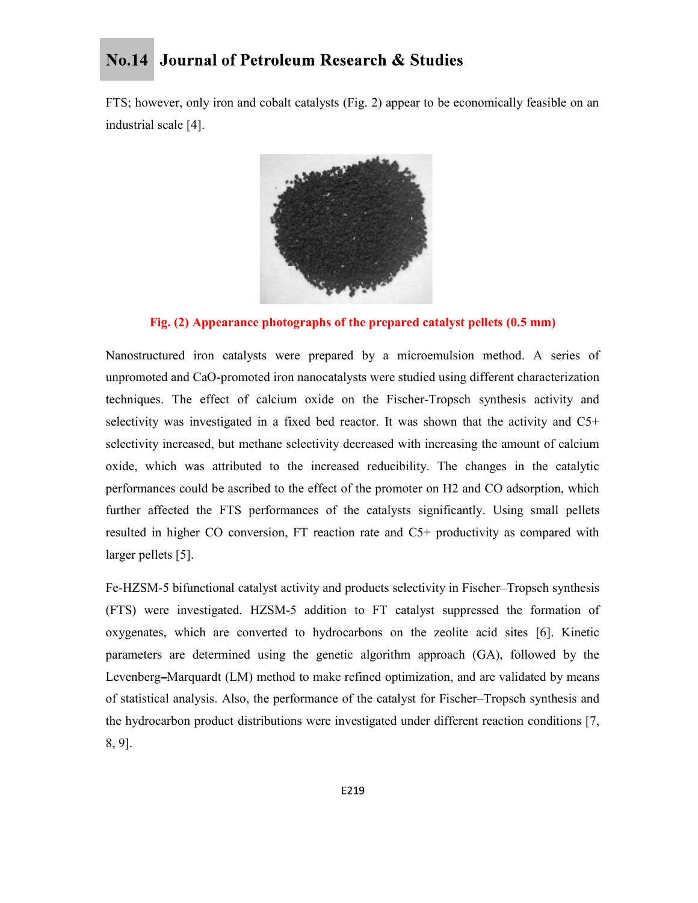FTS; however, only iron and cobalt catalysts (Fig. 2) appear to be economically feasible on an industrial scale [4].

**Fig. (2) Appearance photographs of the prepared catalyst pellets (0.5 mm)**

Nanostructured iron catalysts were prepared by a microemulsion method. A series of unpromoted and CaO-promoted iron nanocatalysts were studied using different characterization techniques. The effect of calcium oxide on the Fischer-Tropsch synthesis activity and selectivity was investigated in a fixed bed reactor. It was shown that the activity and C5+ selectivity increased, but methane selectivity decreased with increasing the amount of calcium oxide, which was attributed to the increased reducibility. The changes in the catalytic performances could be ascribed to the effect of the promoter on H2 and CO adsorption, which further affected the FTS performances of the catalysts significantly. Using small pellets resulted in higher CO conversion, FT reaction rate and C5+ productivity as compared with larger pellets [5].

Fe-HZSM-5 bifunctional catalyst activity and products selectivity in Fischer–Tropsch synthesis (FTS) were investigated. HZSM-5 addition to FT catalyst suppressed the formation of oxygenates, which are converted to hydrocarbons on the zeolite acid sites [6]. Kinetic parameters are determined using the genetic algorithm approach (GA), followed by the Levenberg–Marquardt (LM) method to make refined optimization, and are validated by means of statistical analysis. Also, the performance of the catalyst for Fischer–Tropsch synthesis and the hydrocarbon product distributions were investigated under different reaction conditions [7, 8, 9].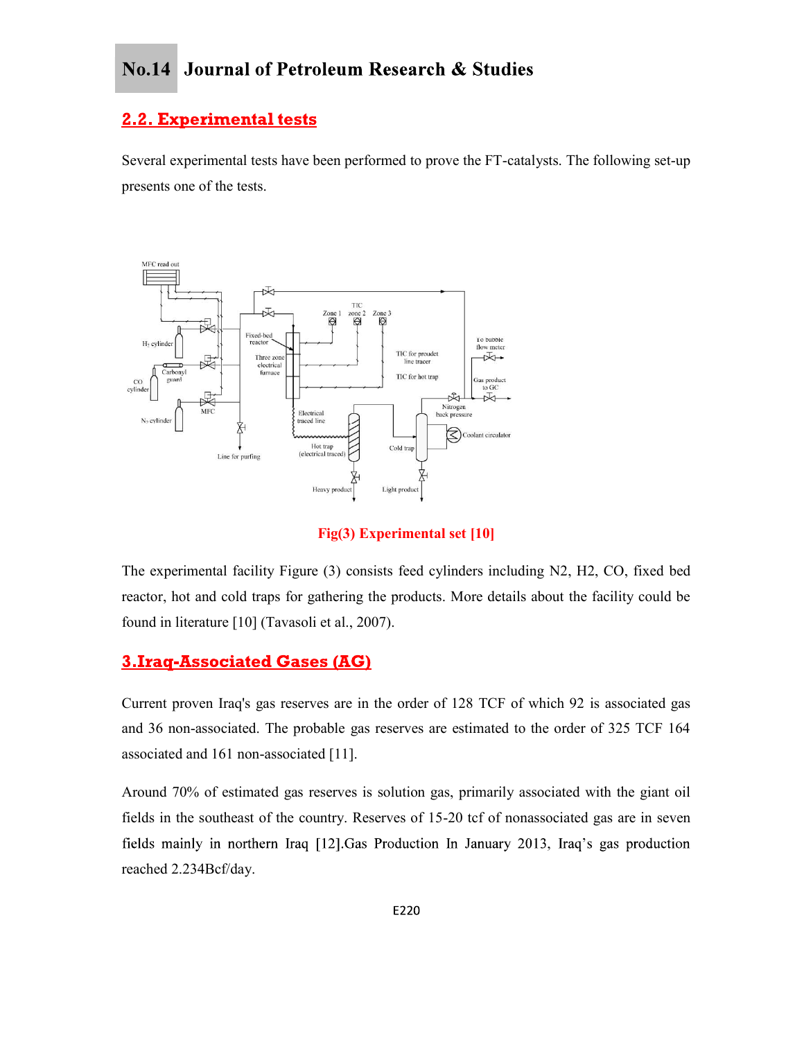## 2.2. Experimental tests

Several experimental tests have been performed to prove the FT-catalysts. The following set-up presents one of the tests.

Fig(3) Experimental set [10]

The experimental facility Figure (3) consists feed cylinders including N2, H2, CO, fixed bed reactor, hot and cold traps for gathering the products. More details about the facility could be found in literature [10] (Tavasoli et al., 2007).

## 3.Iraq-Associated Gases (AG)

Current proven Iraq's gas reserves are in the order of 128 TCF of which 92 is associated gas and 36 non-associated. The probable gas reserves are estimated to the order of 325 TCF 164 associated and 161 non-associated [11].

Around 70% of estimated gas reserves is solution gas, primarily associated with the giant oil fields in the southeast of the country. Reserves of 15-20 tcf of nonassociated gas are in seven fields mainly in northern Iraq [12].Gas Production In January 2013, Iraq's gas production reached 2.234Bcf/day.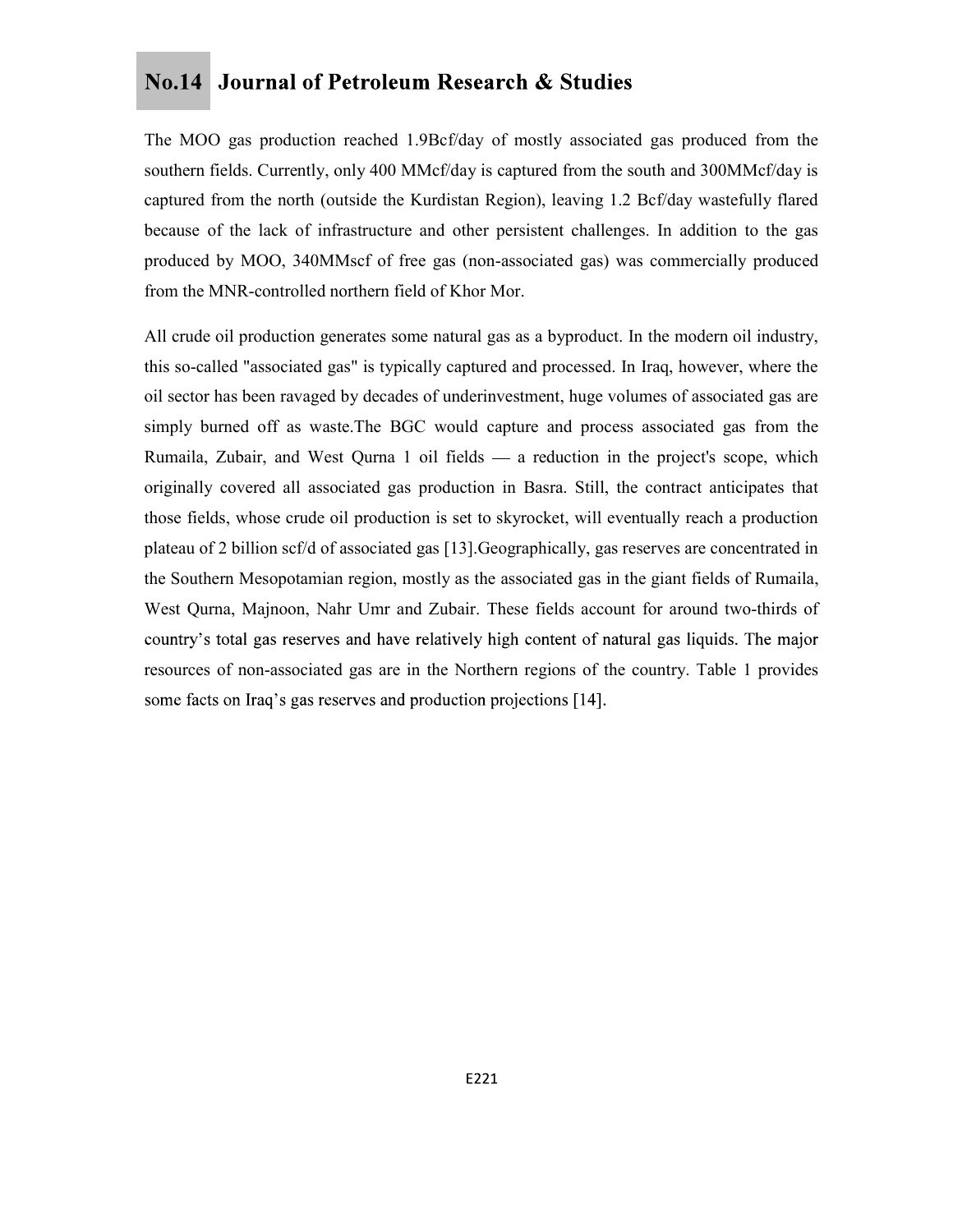The MOO gas production reached 1.9Bcf/day of mostly associated gas produced from the southern fields. Currently, only 400 MMcf/day is captured from the south and 300MMcf/day is captured from the north (outside the Kurdistan Region), leaving 1.2 Bcf/day wastefully flared because of the lack of infrastructure and other persistent challenges. In addition to the gas produced by MOO, 340MMscf of free gas (non-associated gas) was commercially produced from the MNR-controlled northern field of Khor Mor.

All crude oil production generates some natural gas as a byproduct. In the modern oil industry, this so-called "associated gas" is typically captured and processed. In Iraq, however, where the oil sector has been ravaged by decades of underinvestment, huge volumes of associated gas are simply burned off as waste.The BGC would capture and process associated gas from the Rumaila, Zubair, and West Qurna 1 oil fields — a reduction in the project's scope, which originally covered all associated gas production in Basra. Still, the contract anticipates that those fields, whose crude oil production is set to skyrocket, will eventually reach a production plateau of 2 billion scf/d of associated gas [13].Geographically, gas reserves are concentrated in the Southern Mesopotamian region, mostly as the associated gas in the giant fields of Rumaila, West Qurna, Majnoon, Nahr Umr and Zubair. These fields account for around two-thirds of country's total gas reserves and have relatively high content of natural gas liquids. The major resources of non-associated gas are in the Northern regions of the country. Table 1 provides some facts on Iraq's gas reserves and production projections [14].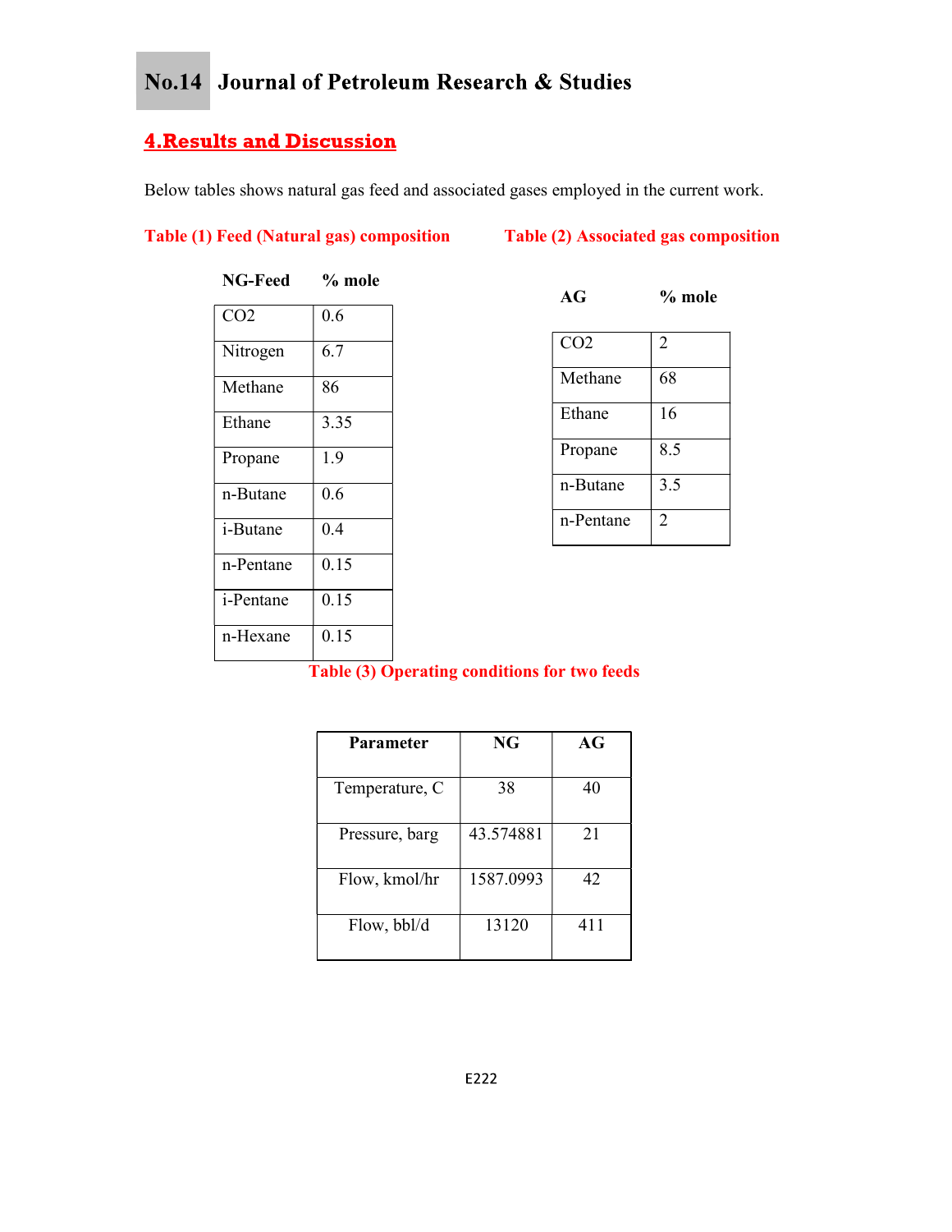## 4.Results and Discussion

Below tables shows natural gas feed and associated gases employed in the current work.

**Table (1) Feed (Natural gas) composition**

| NG-Feed | % mole |
|---|---|
| CO2 | 0.6 |
| Nitrogen | 6.7 |
| Methane | 86 |
| Ethane | 3.35 |
| Propane | 1.9 |
| n-Butane | 0.6 |
| i-Butane | 0.4 |
| n-Pentane | 0.15 |
| i-Pentane | 0.15 |
| n-Hexane | 0.15 |

**Table (2) Associated gas composition**

| AG | % mole |
|---|---|
| CO2 | 2 |
| Methane | 68 |
| Ethane | 16 |
| Propane | 8.5 |
| n-Butane | 3.5 |
| n-Pentane | 2 |

**Table (3) Operating conditions for two feeds**

| Parameter | NG | AG |
|---|---|---|
| Temperature, C | 38 | 40 |
| Pressure, barg | 43.574881 | 21 |
| Flow, kmol/hr | 1587.0993 | 42 |
| Flow, bbl/d | 13120 | 411 |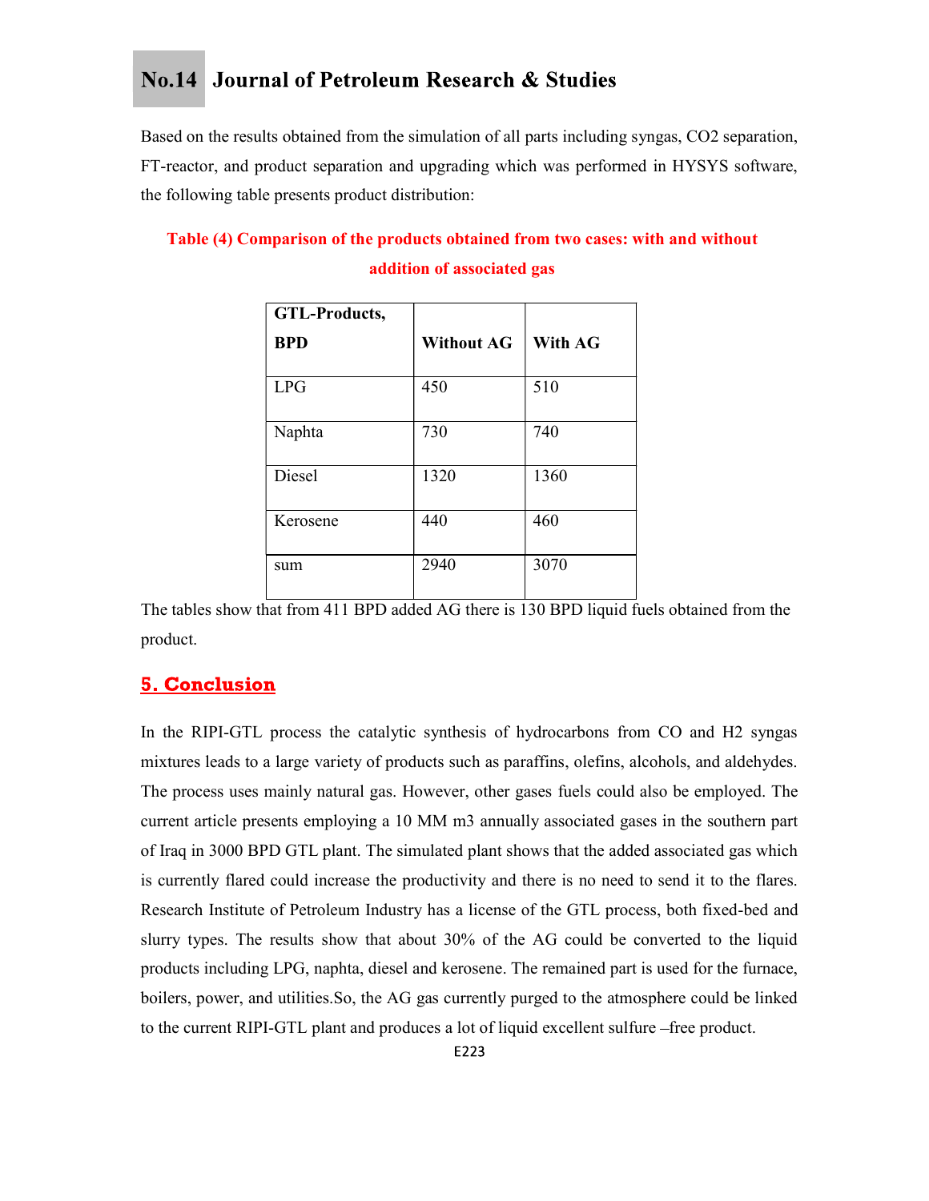Based on the results obtained from the simulation of all parts including syngas, CO2 separation, FT-reactor, and product separation and upgrading which was performed in HYSYS software, the following table presents product distribution:

**Table (4) Comparison of the products obtained from two cases: with and without addition of associated gas**

| GTL-Products, BPD | Without AG | With AG |
|---|---|---|
| LPG | 450 | 510 |
| Naphta | 730 | 740 |
| Diesel | 1320 | 1360 |
| Kerosene | 440 | 460 |
| sum | 2940 | 3070 |

The tables show that from 411 BPD added AG there is 130 BPD liquid fuels obtained from the product.

## 5. Conclusion

In the RIPI-GTL process the catalytic synthesis of hydrocarbons from CO and H2 syngas mixtures leads to a large variety of products such as paraffins, olefins, alcohols, and aldehydes. The process uses mainly natural gas. However, other gases fuels could also be employed. The current article presents employing a 10 MM m3 annually associated gases in the southern part of Iraq in 3000 BPD GTL plant. The simulated plant shows that the added associated gas which is currently flared could increase the productivity and there is no need to send it to the flares. Research Institute of Petroleum Industry has a license of the GTL process, both fixed-bed and slurry types. The results show that about 30% of the AG could be converted to the liquid products including LPG, naphta, diesel and kerosene. The remained part is used for the furnace, boilers, power, and utilities.So, the AG gas currently purged to the atmosphere could be linked to the current RIPI-GTL plant and produces a lot of liquid excellent sulfure –free product.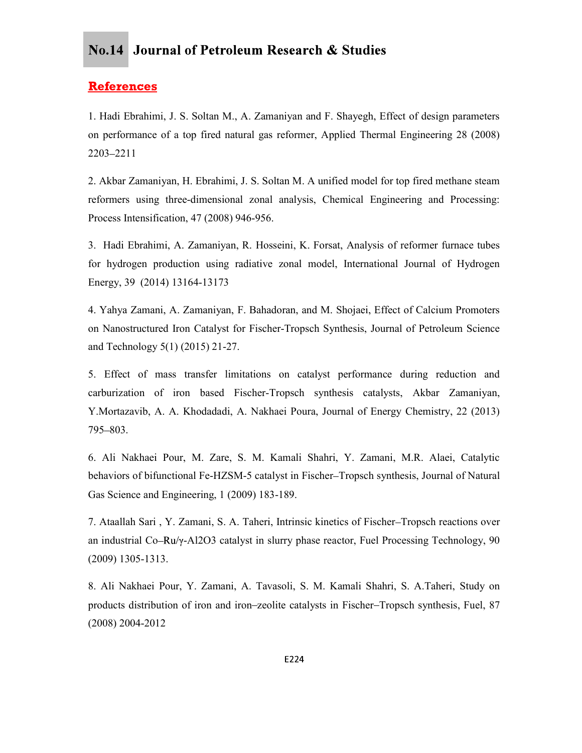## References

1. Hadi Ebrahimi, J. S. Soltan M., A. Zamaniyan and F. Shayegh, Effect of design parameters on performance of a top fired natural gas reformer, Applied Thermal Engineering 28 (2008) 2203–2211

2. Akbar Zamaniyan, H. Ebrahimi, J. S. Soltan M. A unified model for top fired methane steam reformers using three-dimensional zonal analysis, Chemical Engineering and Processing: Process Intensification, 47 (2008) 946-956.

3. Hadi Ebrahimi, A. Zamaniyan, R. Hosseini, K. Forsat, Analysis of reformer furnace tubes for hydrogen production using radiative zonal model, International Journal of Hydrogen Energy, 39 (2014) 13164-13173

4. Yahya Zamani, A. Zamaniyan, F. Bahadoran, and M. Shojaei, Effect of Calcium Promoters on Nanostructured Iron Catalyst for Fischer-Tropsch Synthesis, Journal of Petroleum Science and Technology 5(1) (2015) 21-27.

5. Effect of mass transfer limitations on catalyst performance during reduction and carburization of iron based Fischer-Tropsch synthesis catalysts, Akbar Zamaniyan, Y.Mortazavib, A. A. Khodadadi, A. Nakhaei Poura, Journal of Energy Chemistry, 22 (2013) 795–803.

6. Ali Nakhaei Pour, M. Zare, S. M. Kamali Shahri, Y. Zamani, M.R. Alaei, Catalytic behaviors of bifunctional Fe-HZSM-5 catalyst in Fischer–Tropsch synthesis, Journal of Natural Gas Science and Engineering, 1 (2009) 183-189.

7. Ataallah Sari , Y. Zamani, S. A. Taheri, Intrinsic kinetics of Fischer–Tropsch reactions over an industrial Co–Ru/γ-$Al_2O_3$ catalyst in slurry phase reactor, Fuel Processing Technology, 90 (2009) 1305-1313.

8. Ali Nakhaei Pour, Y. Zamani, A. Tavasoli, S. M. Kamali Shahri, S. A.Taheri, Study on products distribution of iron and iron–zeolite catalysts in Fischer–Tropsch synthesis, Fuel, 87 (2008) 2004-2012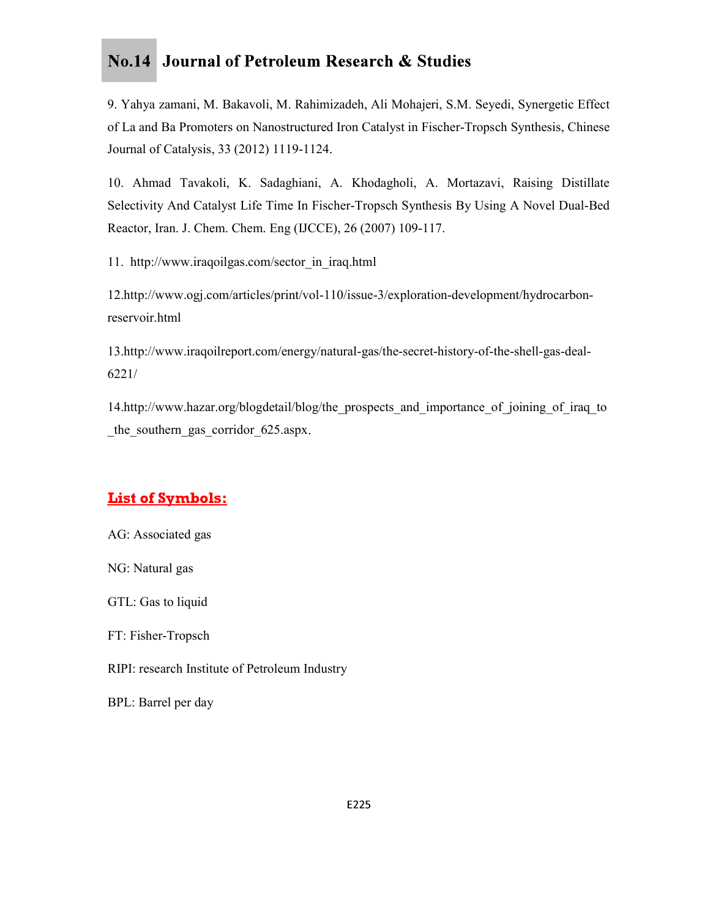9. Yahya zamani, M. Bakavoli, M. Rahimizadeh, Ali Mohajeri, S.M. Seyedi, Synergetic Effect of La and Ba Promoters on Nanostructured Iron Catalyst in Fischer-Tropsch Synthesis, Chinese Journal of Catalysis, 33 (2012) 1119-1124.

10. Ahmad Tavakoli, K. Sadaghiani, A. Khodagholi, A. Mortazavi, Raising Distillate Selectivity And Catalyst Life Time In Fischer-Tropsch Synthesis By Using A Novel Dual-Bed Reactor, Iran. J. Chem. Chem. Eng (IJCCE), 26 (2007) 109-117.

11. http://www.iraqoilgas.com/sector_in_iraq.html

12.http://www.ogj.com/articles/print/vol-110/issue-3/exploration-development/hydrocarbon-reservoir.html

13.http://www.iraqoilreport.com/energy/natural-gas/the-secret-history-of-the-shell-gas-deal-6221/

14.http://www.hazar.org/blogdetail/blog/the_prospects_and_importance_of_joining_of_iraq_to_the_southern_gas_corridor_625.aspx.

## List of Symbols:

AG: Associated gas

NG: Natural gas

GTL: Gas to liquid

FT: Fisher-Tropsch

RIPI: research Institute of Petroleum Industry

BPL: Barrel per day